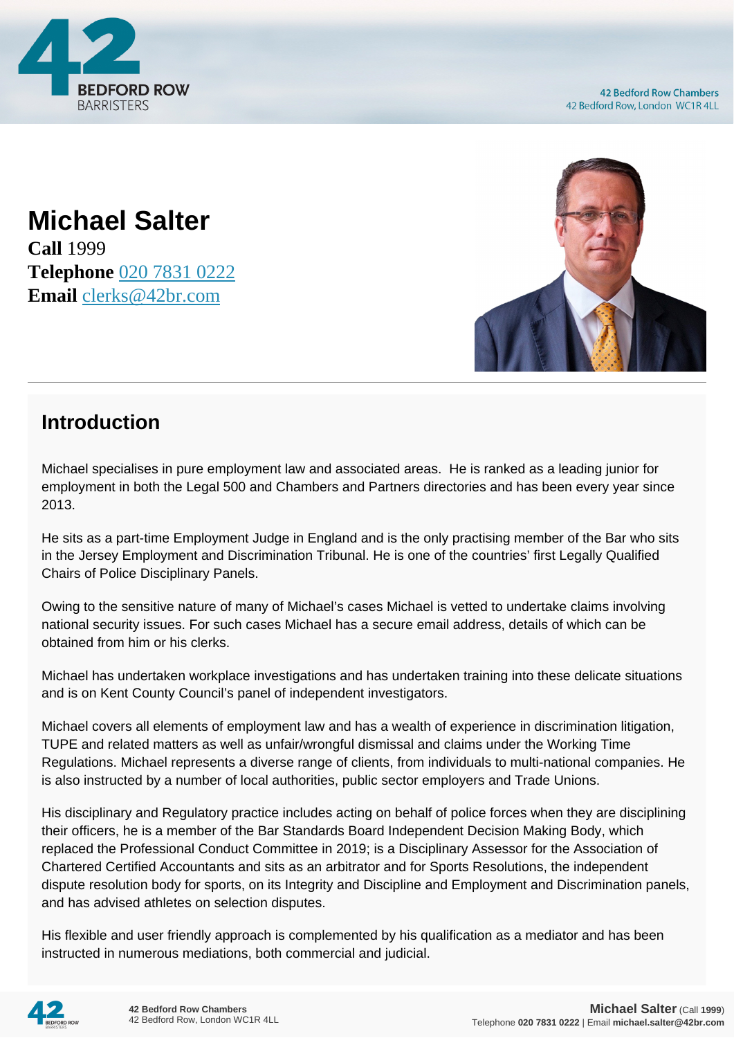# Michael Salter

**Call** 1999
**Telephone** 020 7831 0222
**Email** clerks@42br.com

## Introduction

Michael specialises in pure employment law and associated areas. He is ranked as a leading junior for employment in both the Legal 500 and Chambers and Partners directories and has been every year since 2013.

He sits as a part-time Employment Judge in England and is the only practising member of the Bar who sits in the Jersey Employment and Discrimination Tribunal. He is one of the countries' first Legally Qualified Chairs of Police Disciplinary Panels.

Owing to the sensitive nature of many of Michael's cases Michael is vetted to undertake claims involving national security issues. For such cases Michael has a secure email address, details of which can be obtained from him or his clerks.

Michael has undertaken workplace investigations and has undertaken training into these delicate situations and is on Kent County Council's panel of independent investigators.

Michael covers all elements of employment law and has a wealth of experience in discrimination litigation, TUPE and related matters as well as unfair/wrongful dismissal and claims under the Working Time Regulations. Michael represents a diverse range of clients, from individuals to multi-national companies. He is also instructed by a number of local authorities, public sector employers and Trade Unions.

His disciplinary and Regulatory practice includes acting on behalf of police forces when they are disciplining their officers, he is a member of the Bar Standards Board Independent Decision Making Body, which replaced the Professional Conduct Committee in 2019; is a Disciplinary Assessor for the Association of Chartered Certified Accountants and sits as an arbitrator and for Sports Resolutions, the independent dispute resolution body for sports, on its Integrity and Discipline and Employment and Discrimination panels, and has advised athletes on selection disputes.

His flexible and user friendly approach is complemented by his qualification as a mediator and has been instructed in numerous mediations, both commercial and judicial.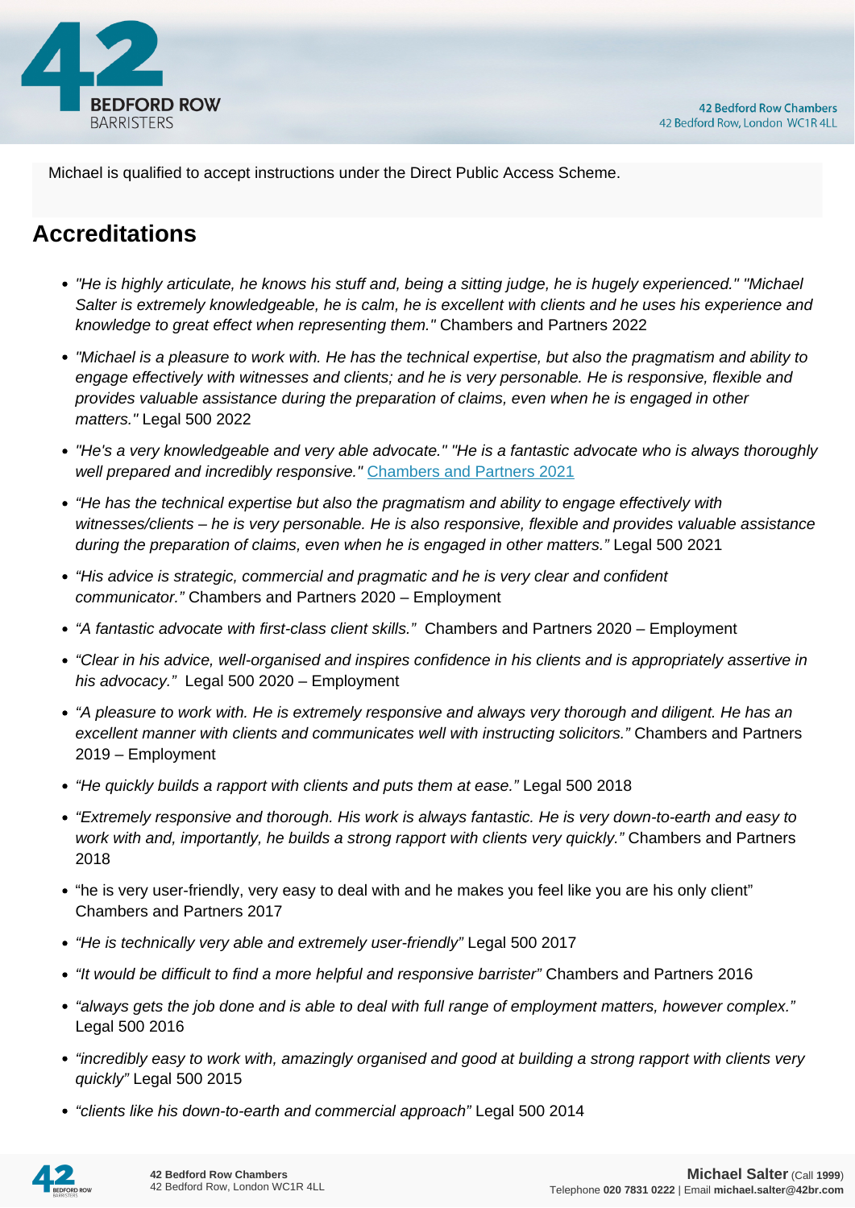Michael is qualified to accept instructions under the Direct Public Access Scheme.

## Accreditations

- *"He is highly articulate, he knows his stuff and, being a sitting judge, he is hugely experienced." "Michael Salter is extremely knowledgeable, he is calm, he is excellent with clients and he uses his experience and knowledge to great effect when representing them."* Chambers and Partners 2022
- *"Michael is a pleasure to work with. He has the technical expertise, but also the pragmatism and ability to engage effectively with witnesses and clients; and he is very personable. He is responsive, flexible and provides valuable assistance during the preparation of claims, even when he is engaged in other matters."* Legal 500 2022
- *"He's a very knowledgeable and very able advocate." "He is a fantastic advocate who is always thoroughly well prepared and incredibly responsive."* Chambers and Partners 2021
- *"He has the technical expertise but also the pragmatism and ability to engage effectively with witnesses/clients – he is very personable. He is also responsive, flexible and provides valuable assistance during the preparation of claims, even when he is engaged in other matters."* Legal 500 2021
- *"His advice is strategic, commercial and pragmatic and he is very clear and confident communicator."* Chambers and Partners 2020 – Employment
- *"A fantastic advocate with first-class client skills."* Chambers and Partners 2020 – Employment
- *"Clear in his advice, well-organised and inspires confidence in his clients and is appropriately assertive in his advocacy."* Legal 500 2020 – Employment
- *"A pleasure to work with. He is extremely responsive and always very thorough and diligent. He has an excellent manner with clients and communicates well with instructing solicitors."* Chambers and Partners 2019 – Employment
- *"He quickly builds a rapport with clients and puts them at ease."* Legal 500 2018
- *"Extremely responsive and thorough. His work is always fantastic. He is very down-to-earth and easy to work with and, importantly, he builds a strong rapport with clients very quickly."* Chambers and Partners 2018
- "he is very user-friendly, very easy to deal with and he makes you feel like you are his only client" Chambers and Partners 2017
- *"He is technically very able and extremely user-friendly"* Legal 500 2017
- *"It would be difficult to find a more helpful and responsive barrister"* Chambers and Partners 2016
- *"always gets the job done and is able to deal with full range of employment matters, however complex."* Legal 500 2016
- *"incredibly easy to work with, amazingly organised and good at building a strong rapport with clients very quickly"* Legal 500 2015
- *"clients like his down-to-earth and commercial approach"* Legal 500 2014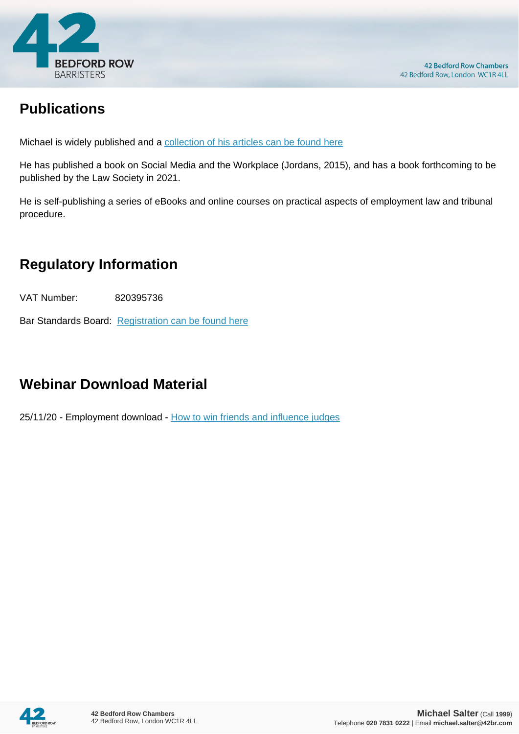## Publications

Michael is widely published and a collection of his articles can be found here

He has published a book on Social Media and the Workplace (Jordans, 2015), and has a book forthcoming to be published by the Law Society in 2021.

He is self-publishing a series of eBooks and online courses on practical aspects of employment law and tribunal procedure.

## Regulatory Information

VAT Number: 820395736

Bar Standards Board: Registration can be found here

## Webinar Download Material

25/11/20 - Employment download - How to win friends and influence judges